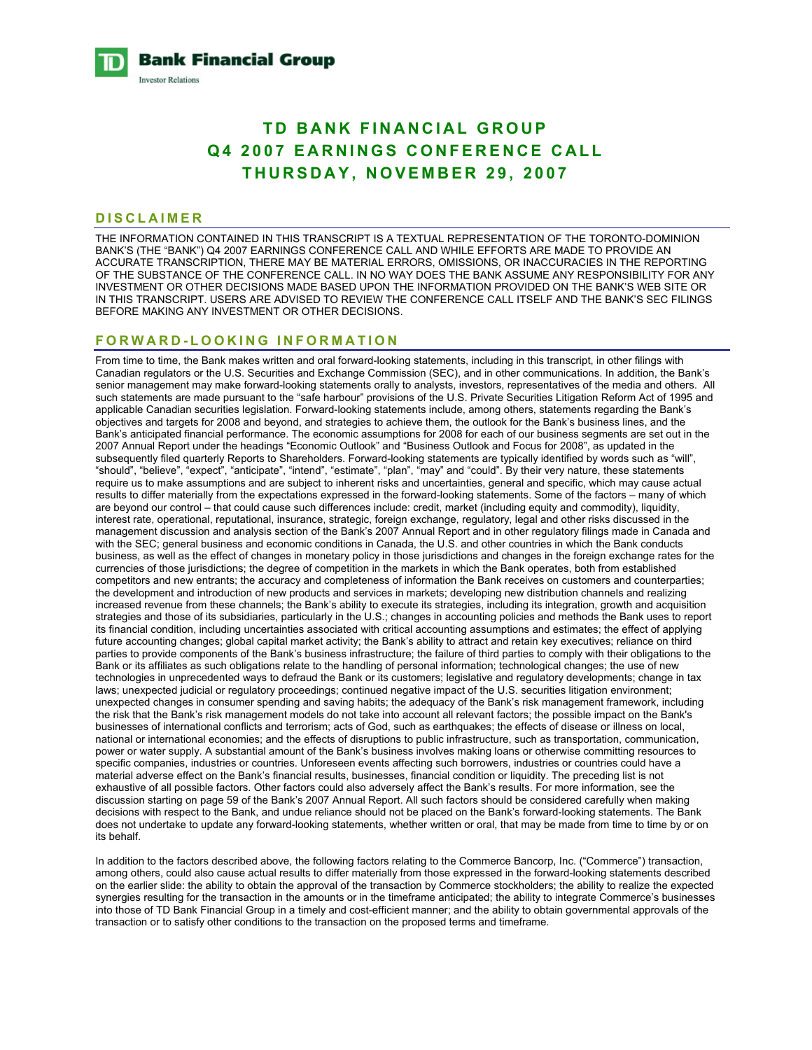**TD Bank Financial Group**
Investor Relations

# TD BANK FINANCIAL GROUP
# Q4 2007 EARNINGS CONFERENCE CALL
# THURSDAY, NOVEMBER 29, 2007

## DISCLAIMER

THE INFORMATION CONTAINED IN THIS TRANSCRIPT IS A TEXTUAL REPRESENTATION OF THE TORONTO-DOMINION BANK'S (THE "BANK") Q4 2007 EARNINGS CONFERENCE CALL AND WHILE EFFORTS ARE MADE TO PROVIDE AN ACCURATE TRANSCRIPTION, THERE MAY BE MATERIAL ERRORS, OMISSIONS, OR INACCURACIES IN THE REPORTING OF THE SUBSTANCE OF THE CONFERENCE CALL. IN NO WAY DOES THE BANK ASSUME ANY RESPONSIBILITY FOR ANY INVESTMENT OR OTHER DECISIONS MADE BASED UPON THE INFORMATION PROVIDED ON THE BANK'S WEB SITE OR IN THIS TRANSCRIPT. USERS ARE ADVISED TO REVIEW THE CONFERENCE CALL ITSELF AND THE BANK'S SEC FILINGS BEFORE MAKING ANY INVESTMENT OR OTHER DECISIONS.

## FORWARD-LOOKING INFORMATION

From time to time, the Bank makes written and oral forward-looking statements, including in this transcript, in other filings with Canadian regulators or the U.S. Securities and Exchange Commission (SEC), and in other communications. In addition, the Bank's senior management may make forward-looking statements orally to analysts, investors, representatives of the media and others. All such statements are made pursuant to the "safe harbour" provisions of the U.S. Private Securities Litigation Reform Act of 1995 and applicable Canadian securities legislation. Forward-looking statements include, among others, statements regarding the Bank's objectives and targets for 2008 and beyond, and strategies to achieve them, the outlook for the Bank's business lines, and the Bank's anticipated financial performance. The economic assumptions for 2008 for each of our business segments are set out in the 2007 Annual Report under the headings "Economic Outlook" and "Business Outlook and Focus for 2008", as updated in the subsequently filed quarterly Reports to Shareholders. Forward-looking statements are typically identified by words such as "will", "should", "believe", "expect", "anticipate", "intend", "estimate", "plan", "may" and "could". By their very nature, these statements require us to make assumptions and are subject to inherent risks and uncertainties, general and specific, which may cause actual results to differ materially from the expectations expressed in the forward-looking statements. Some of the factors – many of which are beyond our control – that could cause such differences include: credit, market (including equity and commodity), liquidity, interest rate, operational, reputational, insurance, strategic, foreign exchange, regulatory, legal and other risks discussed in the management discussion and analysis section of the Bank's 2007 Annual Report and in other regulatory filings made in Canada and with the SEC; general business and economic conditions in Canada, the U.S. and other countries in which the Bank conducts business, as well as the effect of changes in monetary policy in those jurisdictions and changes in the foreign exchange rates for the currencies of those jurisdictions; the degree of competition in the markets in which the Bank operates, both from established competitors and new entrants; the accuracy and completeness of information the Bank receives on customers and counterparties; the development and introduction of new products and services in markets; developing new distribution channels and realizing increased revenue from these channels; the Bank's ability to execute its strategies, including its integration, growth and acquisition strategies and those of its subsidiaries, particularly in the U.S.; changes in accounting policies and methods the Bank uses to report its financial condition, including uncertainties associated with critical accounting assumptions and estimates; the effect of applying future accounting changes; global capital market activity; the Bank's ability to attract and retain key executives; reliance on third parties to provide components of the Bank's business infrastructure; the failure of third parties to comply with their obligations to the Bank or its affiliates as such obligations relate to the handling of personal information; technological changes; the use of new technologies in unprecedented ways to defraud the Bank or its customers; legislative and regulatory developments; change in tax laws; unexpected judicial or regulatory proceedings; continued negative impact of the U.S. securities litigation environment; unexpected changes in consumer spending and saving habits; the adequacy of the Bank's risk management framework, including the risk that the Bank's risk management models do not take into account all relevant factors; the possible impact on the Bank's businesses of international conflicts and terrorism; acts of God, such as earthquakes; the effects of disease or illness on local, national or international economies; and the effects of disruptions to public infrastructure, such as transportation, communication, power or water supply. A substantial amount of the Bank's business involves making loans or otherwise committing resources to specific companies, industries or countries. Unforeseen events affecting such borrowers, industries or countries could have a material adverse effect on the Bank's financial results, businesses, financial condition or liquidity. The preceding list is not exhaustive of all possible factors. Other factors could also adversely affect the Bank's results. For more information, see the discussion starting on page 59 of the Bank's 2007 Annual Report. All such factors should be considered carefully when making decisions with respect to the Bank, and undue reliance should not be placed on the Bank's forward-looking statements. The Bank does not undertake to update any forward-looking statements, whether written or oral, that may be made from time to time by or on its behalf.

In addition to the factors described above, the following factors relating to the Commerce Bancorp, Inc. ("Commerce") transaction, among others, could also cause actual results to differ materially from those expressed in the forward-looking statements described on the earlier slide: the ability to obtain the approval of the transaction by Commerce stockholders; the ability to realize the expected synergies resulting for the transaction in the amounts or in the timeframe anticipated; the ability to integrate Commerce's businesses into those of TD Bank Financial Group in a timely and cost-efficient manner; and the ability to obtain governmental approvals of the transaction or to satisfy other conditions to the transaction on the proposed terms and timeframe.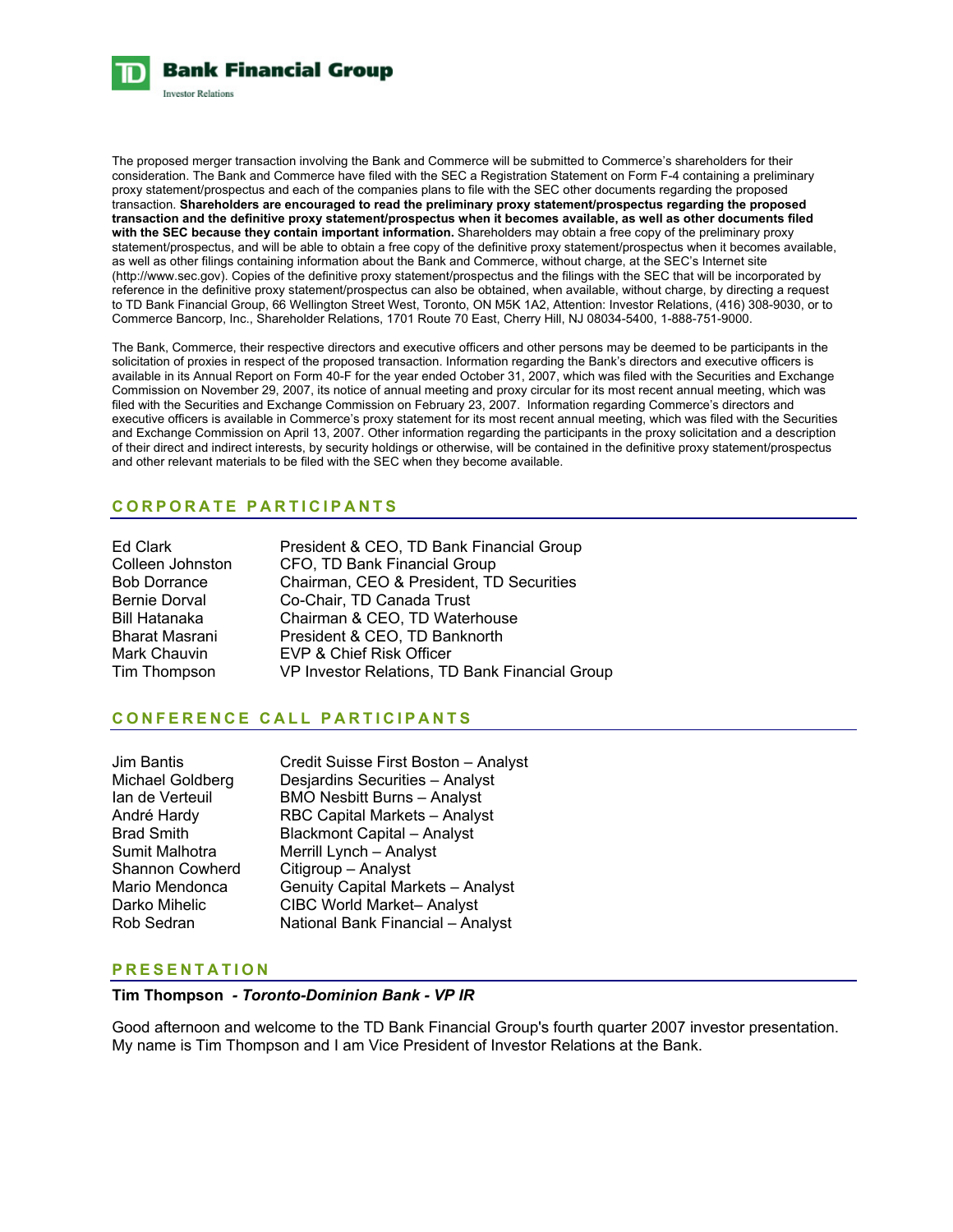The proposed merger transaction involving the Bank and Commerce will be submitted to Commerce's shareholders for their consideration. The Bank and Commerce have filed with the SEC a Registration Statement on Form F-4 containing a preliminary proxy statement/prospectus and each of the companies plans to file with the SEC other documents regarding the proposed transaction. **Shareholders are encouraged to read the preliminary proxy statement/prospectus regarding the proposed transaction and the definitive proxy statement/prospectus when it becomes available, as well as other documents filed with the SEC because they contain important information.** Shareholders may obtain a free copy of the preliminary proxy statement/prospectus, and will be able to obtain a free copy of the definitive proxy statement/prospectus when it becomes available, as well as other filings containing information about the Bank and Commerce, without charge, at the SEC's Internet site (http://www.sec.gov). Copies of the definitive proxy statement/prospectus and the filings with the SEC that will be incorporated by reference in the definitive proxy statement/prospectus can also be obtained, when available, without charge, by directing a request to TD Bank Financial Group, 66 Wellington Street West, Toronto, ON M5K 1A2, Attention: Investor Relations, (416) 308-9030, or to Commerce Bancorp, Inc., Shareholder Relations, 1701 Route 70 East, Cherry Hill, NJ 08034-5400, 1-888-751-9000.

The Bank, Commerce, their respective directors and executive officers and other persons may be deemed to be participants in the solicitation of proxies in respect of the proposed transaction. Information regarding the Bank's directors and executive officers is available in its Annual Report on Form 40-F for the year ended October 31, 2007, which was filed with the Securities and Exchange Commission on November 29, 2007, its notice of annual meeting and proxy circular for its most recent annual meeting, which was filed with the Securities and Exchange Commission on February 23, 2007. Information regarding Commerce's directors and executive officers is available in Commerce's proxy statement for its most recent annual meeting, which was filed with the Securities and Exchange Commission on April 13, 2007. Other information regarding the participants in the proxy solicitation and a description of their direct and indirect interests, by security holdings or otherwise, will be contained in the definitive proxy statement/prospectus and other relevant materials to be filed with the SEC when they become available.

## CORPORATE PARTICIPANTS

| | |
|---|---|
| Ed Clark | President & CEO, TD Bank Financial Group |
| Colleen Johnston | CFO, TD Bank Financial Group |
| Bob Dorrance | Chairman, CEO & President, TD Securities |
| Bernie Dorval | Co-Chair, TD Canada Trust |
| Bill Hatanaka | Chairman & CEO, TD Waterhouse |
| Bharat Masrani | President & CEO, TD Banknorth |
| Mark Chauvin | EVP & Chief Risk Officer |
| Tim Thompson | VP Investor Relations, TD Bank Financial Group |

## CONFERENCE CALL PARTICIPANTS

| | |
|---|---|
| Jim Bantis | Credit Suisse First Boston – Analyst |
| Michael Goldberg | Desjardins Securities – Analyst |
| Ian de Verteuil | BMO Nesbitt Burns – Analyst |
| André Hardy | RBC Capital Markets – Analyst |
| Brad Smith | Blackmont Capital – Analyst |
| Sumit Malhotra | Merrill Lynch – Analyst |
| Shannon Cowherd | Citigroup – Analyst |
| Mario Mendonca | Genuity Capital Markets – Analyst |
| Darko Mihelic | CIBC World Market– Analyst |
| Rob Sedran | National Bank Financial – Analyst |

## PRESENTATION

**Tim Thompson** *- Toronto-Dominion Bank - VP IR*

Good afternoon and welcome to the TD Bank Financial Group's fourth quarter 2007 investor presentation. My name is Tim Thompson and I am Vice President of Investor Relations at the Bank.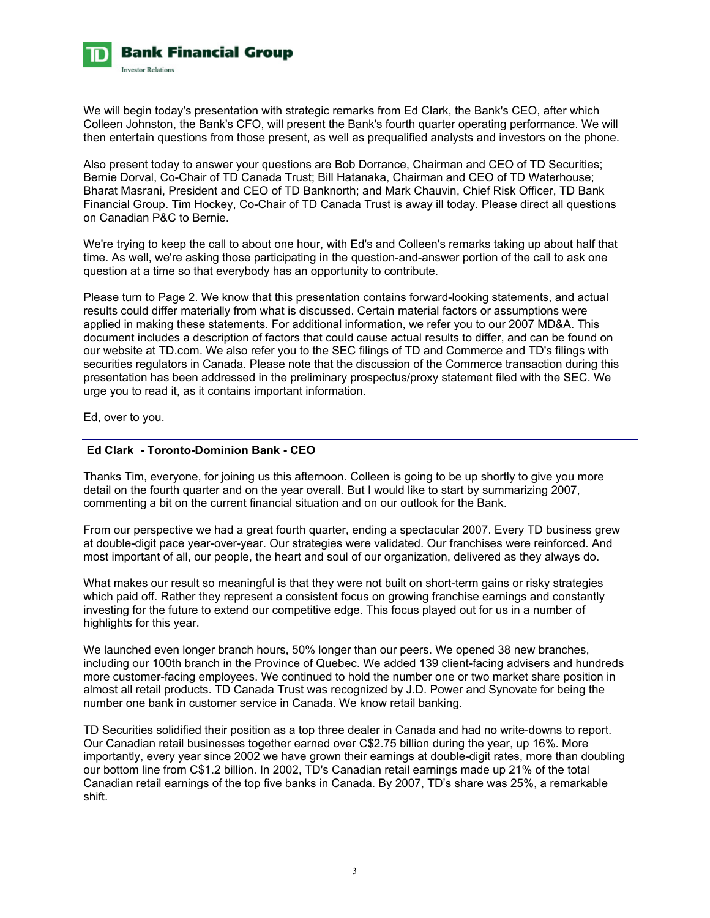We will begin today's presentation with strategic remarks from Ed Clark, the Bank's CEO, after which Colleen Johnston, the Bank's CFO, will present the Bank's fourth quarter operating performance. We will then entertain questions from those present, as well as prequalified analysts and investors on the phone.

Also present today to answer your questions are Bob Dorrance, Chairman and CEO of TD Securities; Bernie Dorval, Co-Chair of TD Canada Trust; Bill Hatanaka, Chairman and CEO of TD Waterhouse; Bharat Masrani, President and CEO of TD Banknorth; and Mark Chauvin, Chief Risk Officer, TD Bank Financial Group. Tim Hockey, Co-Chair of TD Canada Trust is away ill today. Please direct all questions on Canadian P&C to Bernie.

We're trying to keep the call to about one hour, with Ed's and Colleen's remarks taking up about half that time. As well, we're asking those participating in the question-and-answer portion of the call to ask one question at a time so that everybody has an opportunity to contribute.

Please turn to Page 2. We know that this presentation contains forward-looking statements, and actual results could differ materially from what is discussed. Certain material factors or assumptions were applied in making these statements. For additional information, we refer you to our 2007 MD&A. This document includes a description of factors that could cause actual results to differ, and can be found on our website at TD.com. We also refer you to the SEC filings of TD and Commerce and TD's filings with securities regulators in Canada. Please note that the discussion of the Commerce transaction during this presentation has been addressed in the preliminary prospectus/proxy statement filed with the SEC. We urge you to read it, as it contains important information.

Ed, over to you.

---

**Ed Clark - Toronto-Dominion Bank - CEO**

Thanks Tim, everyone, for joining us this afternoon. Colleen is going to be up shortly to give you more detail on the fourth quarter and on the year overall. But I would like to start by summarizing 2007, commenting a bit on the current financial situation and on our outlook for the Bank.

From our perspective we had a great fourth quarter, ending a spectacular 2007. Every TD business grew at double-digit pace year-over-year. Our strategies were validated. Our franchises were reinforced. And most important of all, our people, the heart and soul of our organization, delivered as they always do.

What makes our result so meaningful is that they were not built on short-term gains or risky strategies which paid off. Rather they represent a consistent focus on growing franchise earnings and constantly investing for the future to extend our competitive edge. This focus played out for us in a number of highlights for this year.

We launched even longer branch hours, 50% longer than our peers. We opened 38 new branches, including our 100th branch in the Province of Quebec. We added 139 client-facing advisers and hundreds more customer-facing employees. We continued to hold the number one or two market share position in almost all retail products. TD Canada Trust was recognized by J.D. Power and Synovate for being the number one bank in customer service in Canada. We know retail banking.

TD Securities solidified their position as a top three dealer in Canada and had no write-downs to report. Our Canadian retail businesses together earned over C$2.75 billion during the year, up 16%. More importantly, every year since 2002 we have grown their earnings at double-digit rates, more than doubling our bottom line from C$1.2 billion. In 2002, TD's Canadian retail earnings made up 21% of the total Canadian retail earnings of the top five banks in Canada. By 2007, TD's share was 25%, a remarkable shift.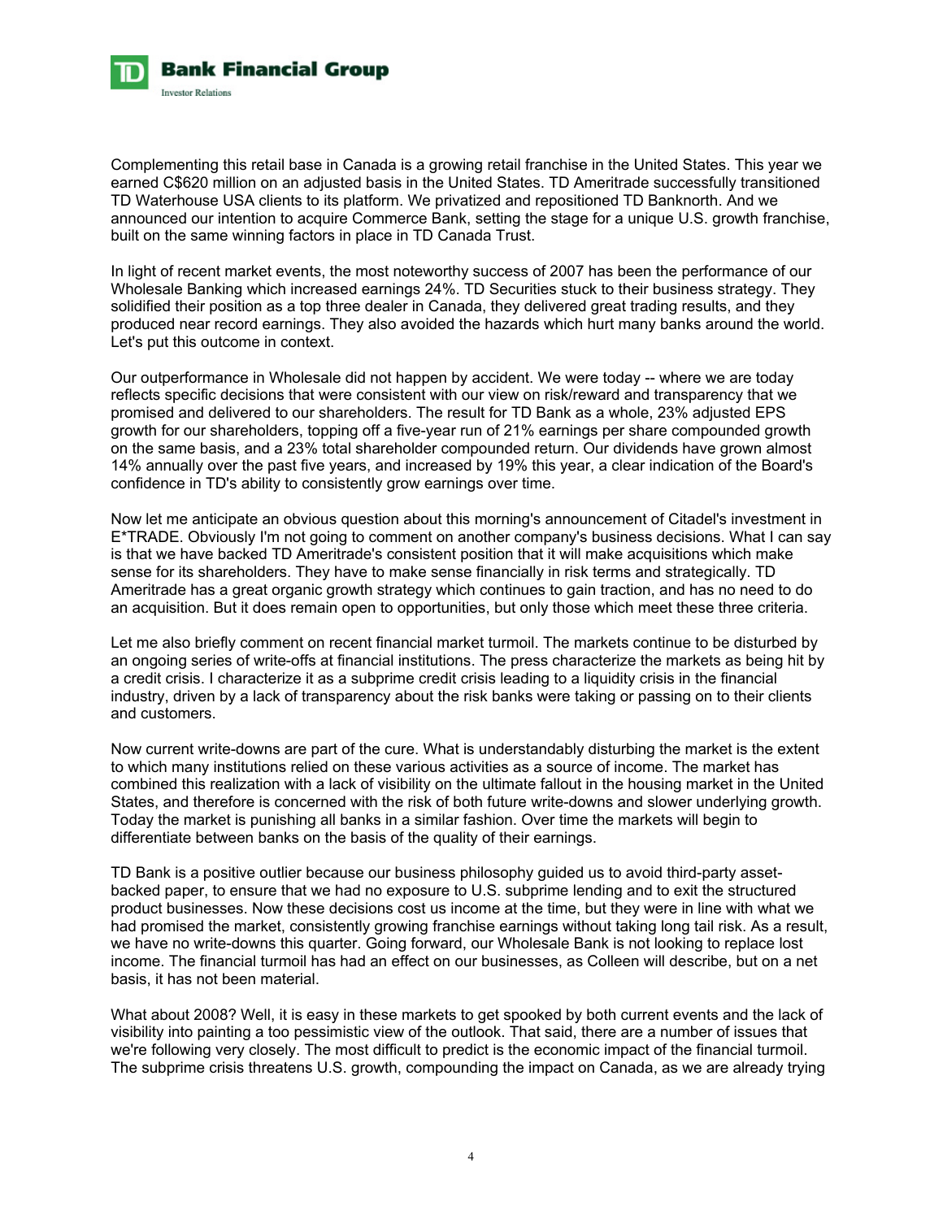Complementing this retail base in Canada is a growing retail franchise in the United States. This year we earned C$620 million on an adjusted basis in the United States. TD Ameritrade successfully transitioned TD Waterhouse USA clients to its platform. We privatized and repositioned TD Banknorth. And we announced our intention to acquire Commerce Bank, setting the stage for a unique U.S. growth franchise, built on the same winning factors in place in TD Canada Trust.

In light of recent market events, the most noteworthy success of 2007 has been the performance of our Wholesale Banking which increased earnings 24%. TD Securities stuck to their business strategy. They solidified their position as a top three dealer in Canada, they delivered great trading results, and they produced near record earnings. They also avoided the hazards which hurt many banks around the world. Let's put this outcome in context.

Our outperformance in Wholesale did not happen by accident. We were today -- where we are today reflects specific decisions that were consistent with our view on risk/reward and transparency that we promised and delivered to our shareholders. The result for TD Bank as a whole, 23% adjusted EPS growth for our shareholders, topping off a five-year run of 21% earnings per share compounded growth on the same basis, and a 23% total shareholder compounded return. Our dividends have grown almost 14% annually over the past five years, and increased by 19% this year, a clear indication of the Board's confidence in TD's ability to consistently grow earnings over time.

Now let me anticipate an obvious question about this morning's announcement of Citadel's investment in E*TRADE. Obviously I'm not going to comment on another company's business decisions. What I can say is that we have backed TD Ameritrade's consistent position that it will make acquisitions which make sense for its shareholders. They have to make sense financially in risk terms and strategically. TD Ameritrade has a great organic growth strategy which continues to gain traction, and has no need to do an acquisition. But it does remain open to opportunities, but only those which meet these three criteria.

Let me also briefly comment on recent financial market turmoil. The markets continue to be disturbed by an ongoing series of write-offs at financial institutions. The press characterize the markets as being hit by a credit crisis. I characterize it as a subprime credit crisis leading to a liquidity crisis in the financial industry, driven by a lack of transparency about the risk banks were taking or passing on to their clients and customers.

Now current write-downs are part of the cure. What is understandably disturbing the market is the extent to which many institutions relied on these various activities as a source of income. The market has combined this realization with a lack of visibility on the ultimate fallout in the housing market in the United States, and therefore is concerned with the risk of both future write-downs and slower underlying growth. Today the market is punishing all banks in a similar fashion. Over time the markets will begin to differentiate between banks on the basis of the quality of their earnings.

TD Bank is a positive outlier because our business philosophy guided us to avoid third-party asset-backed paper, to ensure that we had no exposure to U.S. subprime lending and to exit the structured product businesses. Now these decisions cost us income at the time, but they were in line with what we had promised the market, consistently growing franchise earnings without taking long tail risk. As a result, we have no write-downs this quarter. Going forward, our Wholesale Bank is not looking to replace lost income. The financial turmoil has had an effect on our businesses, as Colleen will describe, but on a net basis, it has not been material.

What about 2008? Well, it is easy in these markets to get spooked by both current events and the lack of visibility into painting a too pessimistic view of the outlook. That said, there are a number of issues that we're following very closely. The most difficult to predict is the economic impact of the financial turmoil. The subprime crisis threatens U.S. growth, compounding the impact on Canada, as we are already trying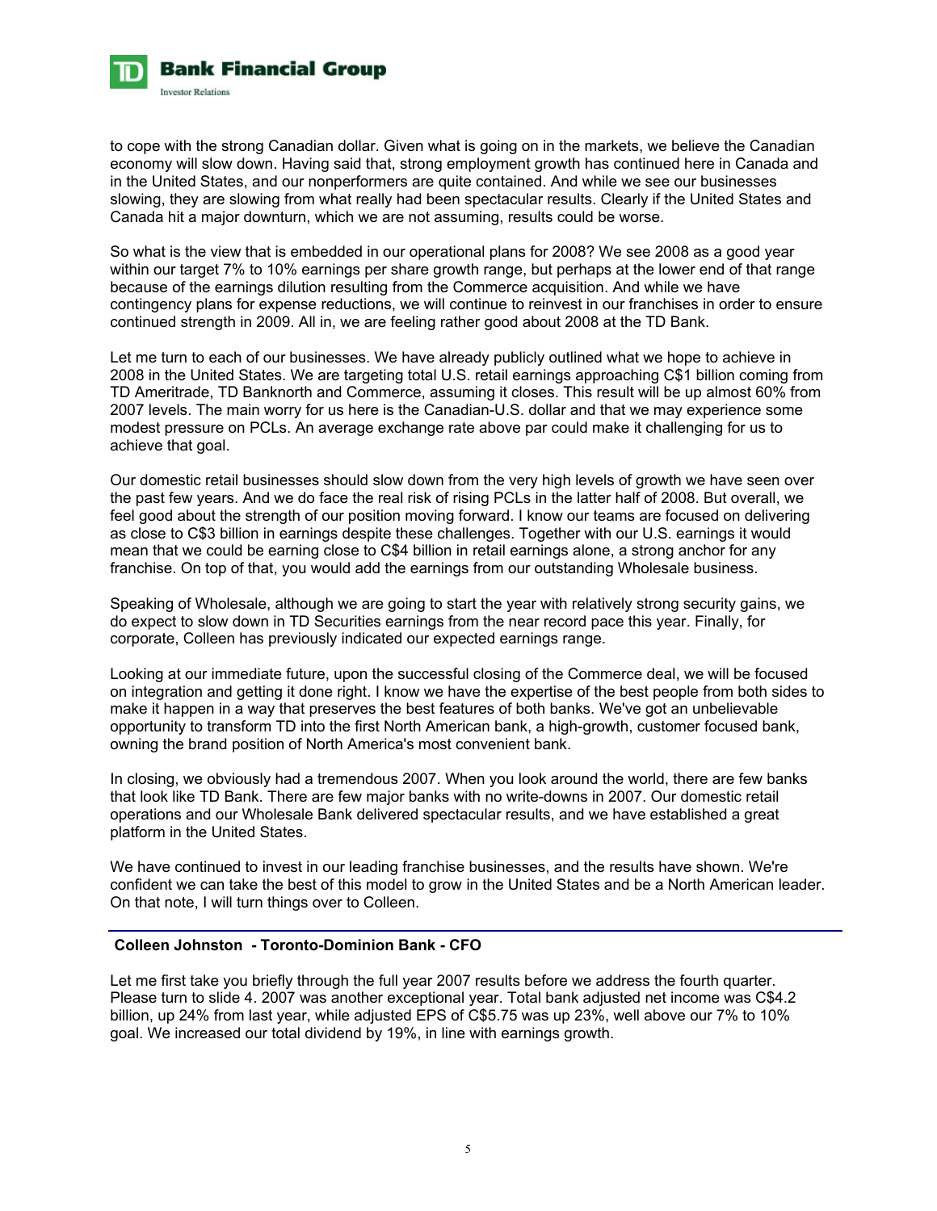to cope with the strong Canadian dollar. Given what is going on in the markets, we believe the Canadian economy will slow down. Having said that, strong employment growth has continued here in Canada and in the United States, and our nonperformers are quite contained. And while we see our businesses slowing, they are slowing from what really had been spectacular results. Clearly if the United States and Canada hit a major downturn, which we are not assuming, results could be worse.

So what is the view that is embedded in our operational plans for 2008? We see 2008 as a good year within our target 7% to 10% earnings per share growth range, but perhaps at the lower end of that range because of the earnings dilution resulting from the Commerce acquisition. And while we have contingency plans for expense reductions, we will continue to reinvest in our franchises in order to ensure continued strength in 2009. All in, we are feeling rather good about 2008 at the TD Bank.

Let me turn to each of our businesses. We have already publicly outlined what we hope to achieve in 2008 in the United States. We are targeting total U.S. retail earnings approaching C$1 billion coming from TD Ameritrade, TD Banknorth and Commerce, assuming it closes. This result will be up almost 60% from 2007 levels. The main worry for us here is the Canadian-U.S. dollar and that we may experience some modest pressure on PCLs. An average exchange rate above par could make it challenging for us to achieve that goal.

Our domestic retail businesses should slow down from the very high levels of growth we have seen over the past few years. And we do face the real risk of rising PCLs in the latter half of 2008. But overall, we feel good about the strength of our position moving forward. I know our teams are focused on delivering as close to C$3 billion in earnings despite these challenges. Together with our U.S. earnings it would mean that we could be earning close to C$4 billion in retail earnings alone, a strong anchor for any franchise. On top of that, you would add the earnings from our outstanding Wholesale business.

Speaking of Wholesale, although we are going to start the year with relatively strong security gains, we do expect to slow down in TD Securities earnings from the near record pace this year. Finally, for corporate, Colleen has previously indicated our expected earnings range.

Looking at our immediate future, upon the successful closing of the Commerce deal, we will be focused on integration and getting it done right. I know we have the expertise of the best people from both sides to make it happen in a way that preserves the best features of both banks. We've got an unbelievable opportunity to transform TD into the first North American bank, a high-growth, customer focused bank, owning the brand position of North America's most convenient bank.

In closing, we obviously had a tremendous 2007. When you look around the world, there are few banks that look like TD Bank. There are few major banks with no write-downs in 2007. Our domestic retail operations and our Wholesale Bank delivered spectacular results, and we have established a great platform in the United States.

We have continued to invest in our leading franchise businesses, and the results have shown. We're confident we can take the best of this model to grow in the United States and be a North American leader. On that note, I will turn things over to Colleen.

**Colleen Johnston - Toronto-Dominion Bank - CFO**

Let me first take you briefly through the full year 2007 results before we address the fourth quarter. Please turn to slide 4. 2007 was another exceptional year. Total bank adjusted net income was C$4.2 billion, up 24% from last year, while adjusted EPS of C$5.75 was up 23%, well above our 7% to 10% goal. We increased our total dividend by 19%, in line with earnings growth.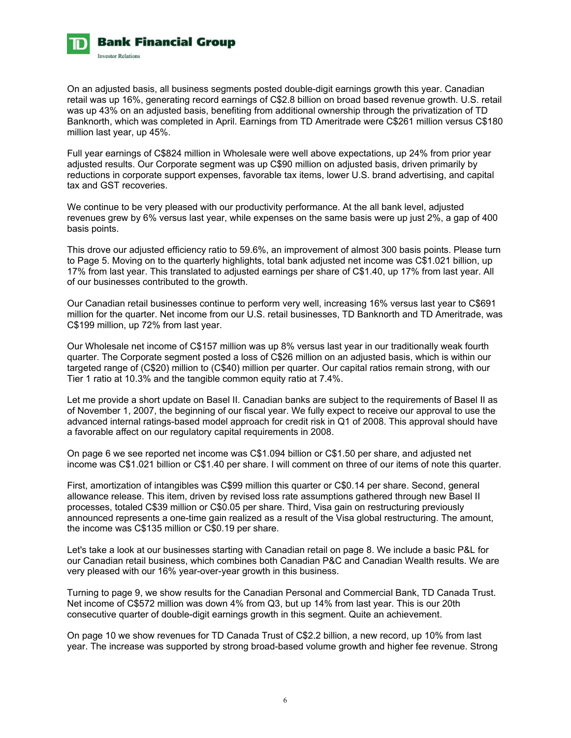On an adjusted basis, all business segments posted double-digit earnings growth this year. Canadian retail was up 16%, generating record earnings of C$2.8 billion on broad based revenue growth. U.S. retail was up 43% on an adjusted basis, benefiting from additional ownership through the privatization of TD Banknorth, which was completed in April. Earnings from TD Ameritrade were C$261 million versus C$180 million last year, up 45%.

Full year earnings of C$824 million in Wholesale were well above expectations, up 24% from prior year adjusted results. Our Corporate segment was up C$90 million on adjusted basis, driven primarily by reductions in corporate support expenses, favorable tax items, lower U.S. brand advertising, and capital tax and GST recoveries.

We continue to be very pleased with our productivity performance. At the all bank level, adjusted revenues grew by 6% versus last year, while expenses on the same basis were up just 2%, a gap of 400 basis points.

This drove our adjusted efficiency ratio to 59.6%, an improvement of almost 300 basis points. Please turn to Page 5. Moving on to the quarterly highlights, total bank adjusted net income was C$1.021 billion, up 17% from last year. This translated to adjusted earnings per share of C$1.40, up 17% from last year. All of our businesses contributed to the growth.

Our Canadian retail businesses continue to perform very well, increasing 16% versus last year to C$691 million for the quarter. Net income from our U.S. retail businesses, TD Banknorth and TD Ameritrade, was C$199 million, up 72% from last year.

Our Wholesale net income of C$157 million was up 8% versus last year in our traditionally weak fourth quarter. The Corporate segment posted a loss of C$26 million on an adjusted basis, which is within our targeted range of (C$20) million to (C$40) million per quarter. Our capital ratios remain strong, with our Tier 1 ratio at 10.3% and the tangible common equity ratio at 7.4%.

Let me provide a short update on Basel II. Canadian banks are subject to the requirements of Basel II as of November 1, 2007, the beginning of our fiscal year. We fully expect to receive our approval to use the advanced internal ratings-based model approach for credit risk in Q1 of 2008. This approval should have a favorable affect on our regulatory capital requirements in 2008.

On page 6 we see reported net income was C$1.094 billion or C$1.50 per share, and adjusted net income was C$1.021 billion or C$1.40 per share. I will comment on three of our items of note this quarter.

First, amortization of intangibles was C$99 million this quarter or C$0.14 per share. Second, general allowance release. This item, driven by revised loss rate assumptions gathered through new Basel II processes, totaled C$39 million or C$0.05 per share. Third, Visa gain on restructuring previously announced represents a one-time gain realized as a result of the Visa global restructuring. The amount, the income was C$135 million or C$0.19 per share.

Let's take a look at our businesses starting with Canadian retail on page 8. We include a basic P&L for our Canadian retail business, which combines both Canadian P&C and Canadian Wealth results. We are very pleased with our 16% year-over-year growth in this business.

Turning to page 9, we show results for the Canadian Personal and Commercial Bank, TD Canada Trust. Net income of C$572 million was down 4% from Q3, but up 14% from last year. This is our 20th consecutive quarter of double-digit earnings growth in this segment. Quite an achievement.

On page 10 we show revenues for TD Canada Trust of C$2.2 billion, a new record, up 10% from last year. The increase was supported by strong broad-based volume growth and higher fee revenue. Strong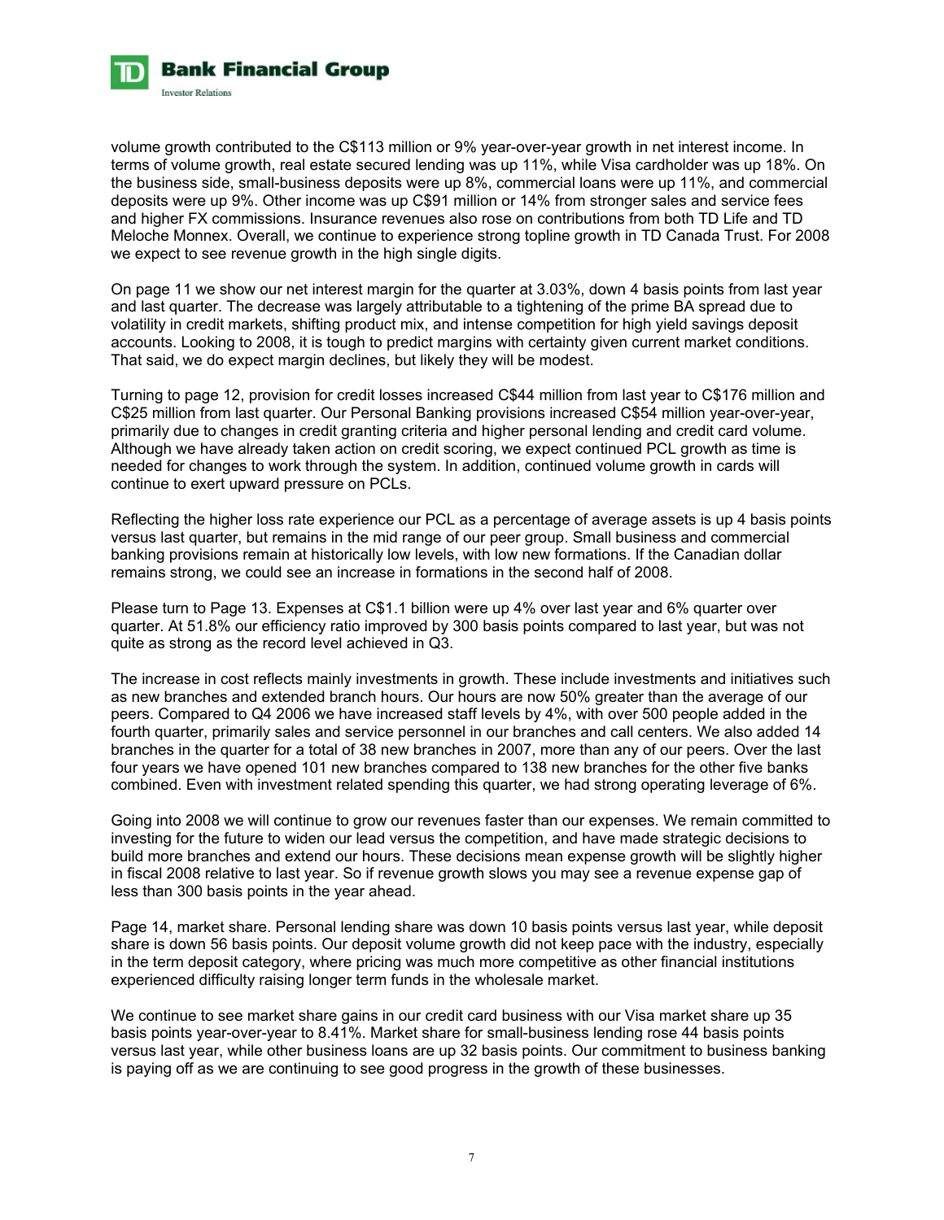volume growth contributed to the C$113 million or 9% year-over-year growth in net interest income. In terms of volume growth, real estate secured lending was up 11%, while Visa cardholder was up 18%. On the business side, small-business deposits were up 8%, commercial loans were up 11%, and commercial deposits were up 9%. Other income was up C$91 million or 14% from stronger sales and service fees and higher FX commissions. Insurance revenues also rose on contributions from both TD Life and TD Meloche Monnex. Overall, we continue to experience strong topline growth in TD Canada Trust. For 2008 we expect to see revenue growth in the high single digits.

On page 11 we show our net interest margin for the quarter at 3.03%, down 4 basis points from last year and last quarter. The decrease was largely attributable to a tightening of the prime BA spread due to volatility in credit markets, shifting product mix, and intense competition for high yield savings deposit accounts. Looking to 2008, it is tough to predict margins with certainty given current market conditions. That said, we do expect margin declines, but likely they will be modest.

Turning to page 12, provision for credit losses increased C$44 million from last year to C$176 million and C$25 million from last quarter. Our Personal Banking provisions increased C$54 million year-over-year, primarily due to changes in credit granting criteria and higher personal lending and credit card volume. Although we have already taken action on credit scoring, we expect continued PCL growth as time is needed for changes to work through the system. In addition, continued volume growth in cards will continue to exert upward pressure on PCLs.

Reflecting the higher loss rate experience our PCL as a percentage of average assets is up 4 basis points versus last quarter, but remains in the mid range of our peer group. Small business and commercial banking provisions remain at historically low levels, with low new formations. If the Canadian dollar remains strong, we could see an increase in formations in the second half of 2008.

Please turn to Page 13. Expenses at C$1.1 billion were up 4% over last year and 6% quarter over quarter. At 51.8% our efficiency ratio improved by 300 basis points compared to last year, but was not quite as strong as the record level achieved in Q3.

The increase in cost reflects mainly investments in growth. These include investments and initiatives such as new branches and extended branch hours. Our hours are now 50% greater than the average of our peers. Compared to Q4 2006 we have increased staff levels by 4%, with over 500 people added in the fourth quarter, primarily sales and service personnel in our branches and call centers. We also added 14 branches in the quarter for a total of 38 new branches in 2007, more than any of our peers. Over the last four years we have opened 101 new branches compared to 138 new branches for the other five banks combined. Even with investment related spending this quarter, we had strong operating leverage of 6%.

Going into 2008 we will continue to grow our revenues faster than our expenses. We remain committed to investing for the future to widen our lead versus the competition, and have made strategic decisions to build more branches and extend our hours. These decisions mean expense growth will be slightly higher in fiscal 2008 relative to last year. So if revenue growth slows you may see a revenue expense gap of less than 300 basis points in the year ahead.

Page 14, market share. Personal lending share was down 10 basis points versus last year, while deposit share is down 56 basis points. Our deposit volume growth did not keep pace with the industry, especially in the term deposit category, where pricing was much more competitive as other financial institutions experienced difficulty raising longer term funds in the wholesale market.

We continue to see market share gains in our credit card business with our Visa market share up 35 basis points year-over-year to 8.41%. Market share for small-business lending rose 44 basis points versus last year, while other business loans are up 32 basis points. Our commitment to business banking is paying off as we are continuing to see good progress in the growth of these businesses.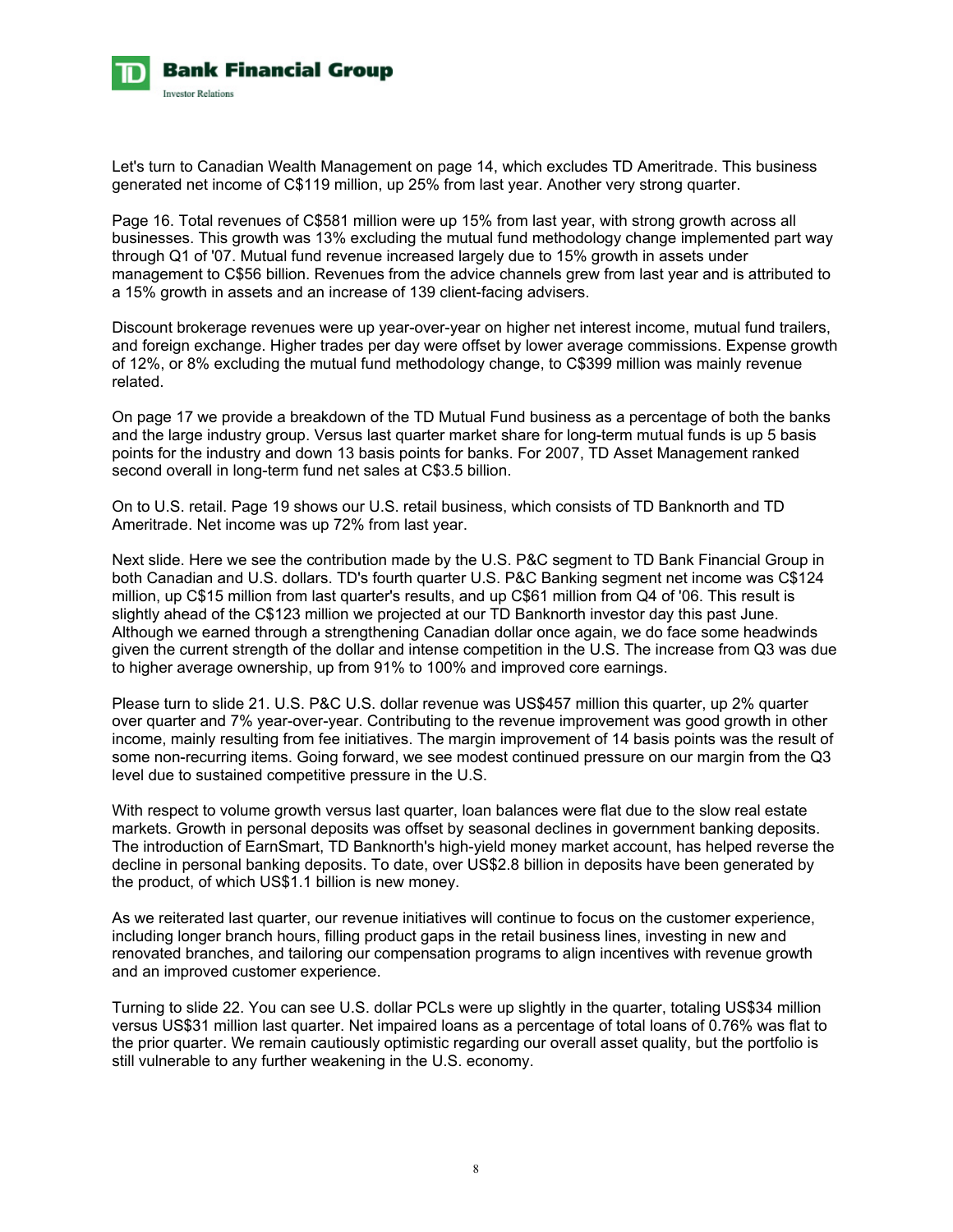Let's turn to Canadian Wealth Management on page 14, which excludes TD Ameritrade. This business generated net income of C$119 million, up 25% from last year. Another very strong quarter.

Page 16. Total revenues of C$581 million were up 15% from last year, with strong growth across all businesses. This growth was 13% excluding the mutual fund methodology change implemented part way through Q1 of '07. Mutual fund revenue increased largely due to 15% growth in assets under management to C$56 billion. Revenues from the advice channels grew from last year and is attributed to a 15% growth in assets and an increase of 139 client-facing advisers.

Discount brokerage revenues were up year-over-year on higher net interest income, mutual fund trailers, and foreign exchange. Higher trades per day were offset by lower average commissions. Expense growth of 12%, or 8% excluding the mutual fund methodology change, to C$399 million was mainly revenue related.

On page 17 we provide a breakdown of the TD Mutual Fund business as a percentage of both the banks and the large industry group. Versus last quarter market share for long-term mutual funds is up 5 basis points for the industry and down 13 basis points for banks. For 2007, TD Asset Management ranked second overall in long-term fund net sales at C$3.5 billion.

On to U.S. retail. Page 19 shows our U.S. retail business, which consists of TD Banknorth and TD Ameritrade. Net income was up 72% from last year.

Next slide. Here we see the contribution made by the U.S. P&C segment to TD Bank Financial Group in both Canadian and U.S. dollars. TD's fourth quarter U.S. P&C Banking segment net income was C$124 million, up C$15 million from last quarter's results, and up C$61 million from Q4 of '06. This result is slightly ahead of the C$123 million we projected at our TD Banknorth investor day this past June. Although we earned through a strengthening Canadian dollar once again, we do face some headwinds given the current strength of the dollar and intense competition in the U.S. The increase from Q3 was due to higher average ownership, up from 91% to 100% and improved core earnings.

Please turn to slide 21. U.S. P&C U.S. dollar revenue was US$457 million this quarter, up 2% quarter over quarter and 7% year-over-year. Contributing to the revenue improvement was good growth in other income, mainly resulting from fee initiatives. The margin improvement of 14 basis points was the result of some non-recurring items. Going forward, we see modest continued pressure on our margin from the Q3 level due to sustained competitive pressure in the U.S.

With respect to volume growth versus last quarter, loan balances were flat due to the slow real estate markets. Growth in personal deposits was offset by seasonal declines in government banking deposits. The introduction of EarnSmart, TD Banknorth's high-yield money market account, has helped reverse the decline in personal banking deposits. To date, over US$2.8 billion in deposits have been generated by the product, of which US$1.1 billion is new money.

As we reiterated last quarter, our revenue initiatives will continue to focus on the customer experience, including longer branch hours, filling product gaps in the retail business lines, investing in new and renovated branches, and tailoring our compensation programs to align incentives with revenue growth and an improved customer experience.

Turning to slide 22. You can see U.S. dollar PCLs were up slightly in the quarter, totaling US$34 million versus US$31 million last quarter. Net impaired loans as a percentage of total loans of 0.76% was flat to the prior quarter. We remain cautiously optimistic regarding our overall asset quality, but the portfolio is still vulnerable to any further weakening in the U.S. economy.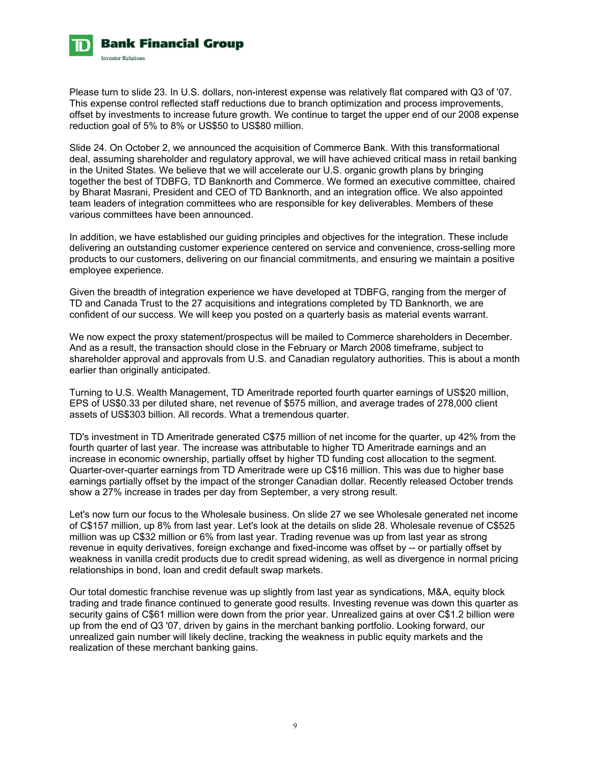Please turn to slide 23. In U.S. dollars, non-interest expense was relatively flat compared with Q3 of '07. This expense control reflected staff reductions due to branch optimization and process improvements, offset by investments to increase future growth. We continue to target the upper end of our 2008 expense reduction goal of 5% to 8% or US$50 to US$80 million.

Slide 24. On October 2, we announced the acquisition of Commerce Bank. With this transformational deal, assuming shareholder and regulatory approval, we will have achieved critical mass in retail banking in the United States. We believe that we will accelerate our U.S. organic growth plans by bringing together the best of TDBFG, TD Banknorth and Commerce. We formed an executive committee, chaired by Bharat Masrani, President and CEO of TD Banknorth, and an integration office. We also appointed team leaders of integration committees who are responsible for key deliverables. Members of these various committees have been announced.

In addition, we have established our guiding principles and objectives for the integration. These include delivering an outstanding customer experience centered on service and convenience, cross-selling more products to our customers, delivering on our financial commitments, and ensuring we maintain a positive employee experience.

Given the breadth of integration experience we have developed at TDBFG, ranging from the merger of TD and Canada Trust to the 27 acquisitions and integrations completed by TD Banknorth, we are confident of our success. We will keep you posted on a quarterly basis as material events warrant.

We now expect the proxy statement/prospectus will be mailed to Commerce shareholders in December. And as a result, the transaction should close in the February or March 2008 timeframe, subject to shareholder approval and approvals from U.S. and Canadian regulatory authorities. This is about a month earlier than originally anticipated.

Turning to U.S. Wealth Management, TD Ameritrade reported fourth quarter earnings of US$20 million, EPS of US$0.33 per diluted share, net revenue of $575 million, and average trades of 278,000 client assets of US$303 billion. All records. What a tremendous quarter.

TD's investment in TD Ameritrade generated C$75 million of net income for the quarter, up 42% from the fourth quarter of last year. The increase was attributable to higher TD Ameritrade earnings and an increase in economic ownership, partially offset by higher TD funding cost allocation to the segment. Quarter-over-quarter earnings from TD Ameritrade were up C$16 million. This was due to higher base earnings partially offset by the impact of the stronger Canadian dollar. Recently released October trends show a 27% increase in trades per day from September, a very strong result.

Let's now turn our focus to the Wholesale business. On slide 27 we see Wholesale generated net income of C$157 million, up 8% from last year. Let's look at the details on slide 28. Wholesale revenue of C$525 million was up C$32 million or 6% from last year. Trading revenue was up from last year as strong revenue in equity derivatives, foreign exchange and fixed-income was offset by -- or partially offset by weakness in vanilla credit products due to credit spread widening, as well as divergence in normal pricing relationships in bond, loan and credit default swap markets.

Our total domestic franchise revenue was up slightly from last year as syndications, M&A, equity block trading and trade finance continued to generate good results. Investing revenue was down this quarter as security gains of C$61 million were down from the prior year. Unrealized gains at over C$1.2 billion were up from the end of Q3 '07, driven by gains in the merchant banking portfolio. Looking forward, our unrealized gain number will likely decline, tracking the weakness in public equity markets and the realization of these merchant banking gains.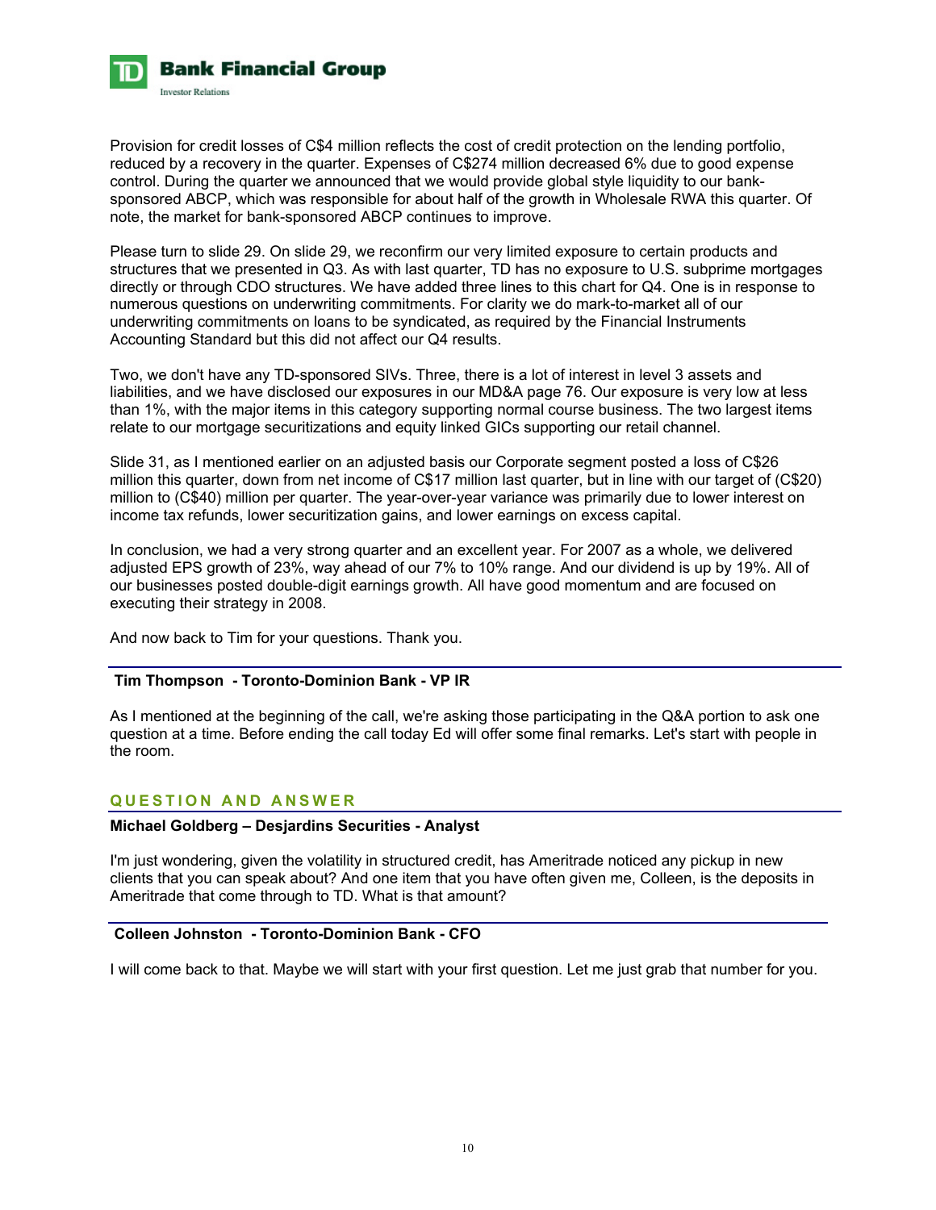Provision for credit losses of C$4 million reflects the cost of credit protection on the lending portfolio, reduced by a recovery in the quarter. Expenses of C$274 million decreased 6% due to good expense control. During the quarter we announced that we would provide global style liquidity to our bank-sponsored ABCP, which was responsible for about half of the growth in Wholesale RWA this quarter. Of note, the market for bank-sponsored ABCP continues to improve.

Please turn to slide 29. On slide 29, we reconfirm our very limited exposure to certain products and structures that we presented in Q3. As with last quarter, TD has no exposure to U.S. subprime mortgages directly or through CDO structures. We have added three lines to this chart for Q4. One is in response to numerous questions on underwriting commitments. For clarity we do mark-to-market all of our underwriting commitments on loans to be syndicated, as required by the Financial Instruments Accounting Standard but this did not affect our Q4 results.

Two, we don't have any TD-sponsored SIVs. Three, there is a lot of interest in level 3 assets and liabilities, and we have disclosed our exposures in our MD&A page 76. Our exposure is very low at less than 1%, with the major items in this category supporting normal course business. The two largest items relate to our mortgage securitizations and equity linked GICs supporting our retail channel.

Slide 31, as I mentioned earlier on an adjusted basis our Corporate segment posted a loss of C$26 million this quarter, down from net income of C$17 million last quarter, but in line with our target of (C$20) million to (C$40) million per quarter. The year-over-year variance was primarily due to lower interest on income tax refunds, lower securitization gains, and lower earnings on excess capital.

In conclusion, we had a very strong quarter and an excellent year. For 2007 as a whole, we delivered adjusted EPS growth of 23%, way ahead of our 7% to 10% range. And our dividend is up by 19%. All of our businesses posted double-digit earnings growth. All have good momentum and are focused on executing their strategy in 2008.

And now back to Tim for your questions. Thank you.

**Tim Thompson - Toronto-Dominion Bank - VP IR**

As I mentioned at the beginning of the call, we're asking those participating in the Q&A portion to ask one question at a time. Before ending the call today Ed will offer some final remarks. Let's start with people in the room.

## QUESTION AND ANSWER

**Michael Goldberg – Desjardins Securities - Analyst**

I'm just wondering, given the volatility in structured credit, has Ameritrade noticed any pickup in new clients that you can speak about? And one item that you have often given me, Colleen, is the deposits in Ameritrade that come through to TD. What is that amount?

**Colleen Johnston - Toronto-Dominion Bank - CFO**

I will come back to that. Maybe we will start with your first question. Let me just grab that number for you.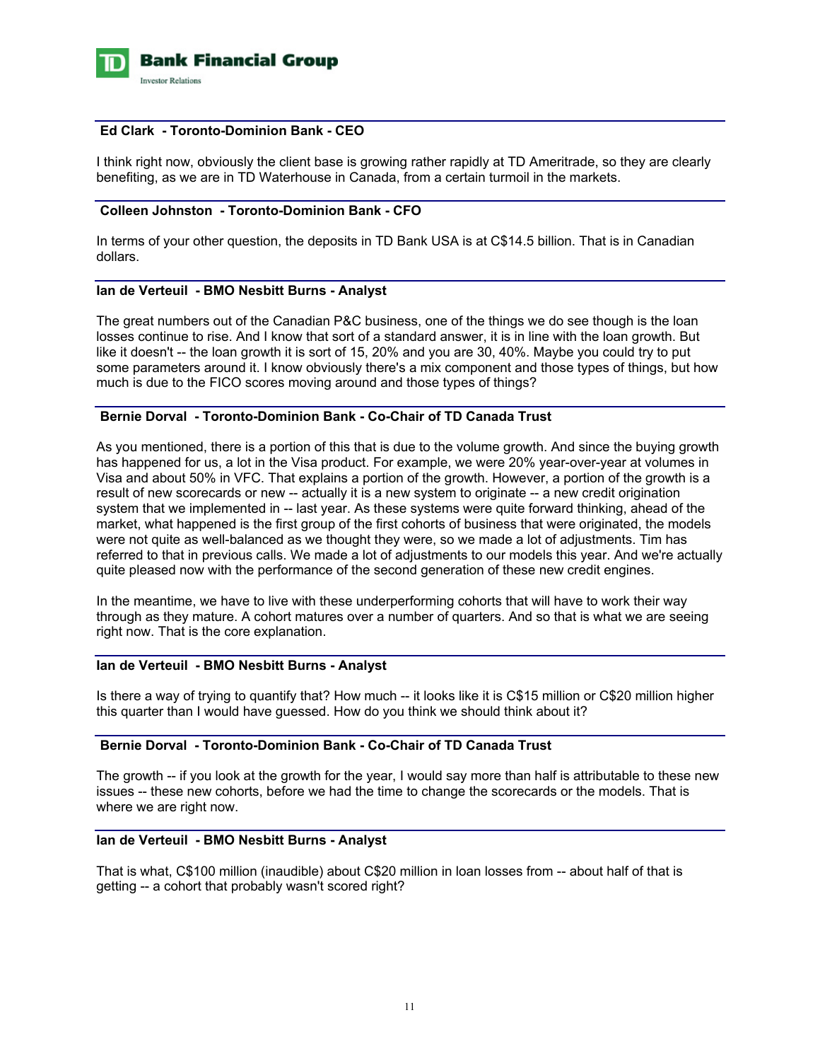**Ed Clark - Toronto-Dominion Bank - CEO**

I think right now, obviously the client base is growing rather rapidly at TD Ameritrade, so they are clearly benefiting, as we are in TD Waterhouse in Canada, from a certain turmoil in the markets.

**Colleen Johnston - Toronto-Dominion Bank - CFO**

In terms of your other question, the deposits in TD Bank USA is at C$14.5 billion. That is in Canadian dollars.

**Ian de Verteuil - BMO Nesbitt Burns - Analyst**

The great numbers out of the Canadian P&C business, one of the things we do see though is the loan losses continue to rise. And I know that sort of a standard answer, it is in line with the loan growth. But like it doesn't -- the loan growth it is sort of 15, 20% and you are 30, 40%. Maybe you could try to put some parameters around it. I know obviously there's a mix component and those types of things, but how much is due to the FICO scores moving around and those types of things?

**Bernie Dorval - Toronto-Dominion Bank - Co-Chair of TD Canada Trust**

As you mentioned, there is a portion of this that is due to the volume growth. And since the buying growth has happened for us, a lot in the Visa product. For example, we were 20% year-over-year at volumes in Visa and about 50% in VFC. That explains a portion of the growth. However, a portion of the growth is a result of new scorecards or new -- actually it is a new system to originate -- a new credit origination system that we implemented in -- last year. As these systems were quite forward thinking, ahead of the market, what happened is the first group of the first cohorts of business that were originated, the models were not quite as well-balanced as we thought they were, so we made a lot of adjustments. Tim has referred to that in previous calls. We made a lot of adjustments to our models this year. And we're actually quite pleased now with the performance of the second generation of these new credit engines.

In the meantime, we have to live with these underperforming cohorts that will have to work their way through as they mature. A cohort matures over a number of quarters. And so that is what we are seeing right now. That is the core explanation.

**Ian de Verteuil - BMO Nesbitt Burns - Analyst**

Is there a way of trying to quantify that? How much -- it looks like it is C$15 million or C$20 million higher this quarter than I would have guessed. How do you think we should think about it?

**Bernie Dorval - Toronto-Dominion Bank - Co-Chair of TD Canada Trust**

The growth -- if you look at the growth for the year, I would say more than half is attributable to these new issues -- these new cohorts, before we had the time to change the scorecards or the models. That is where we are right now.

**Ian de Verteuil - BMO Nesbitt Burns - Analyst**

That is what, C$100 million (inaudible) about C$20 million in loan losses from -- about half of that is getting -- a cohort that probably wasn't scored right?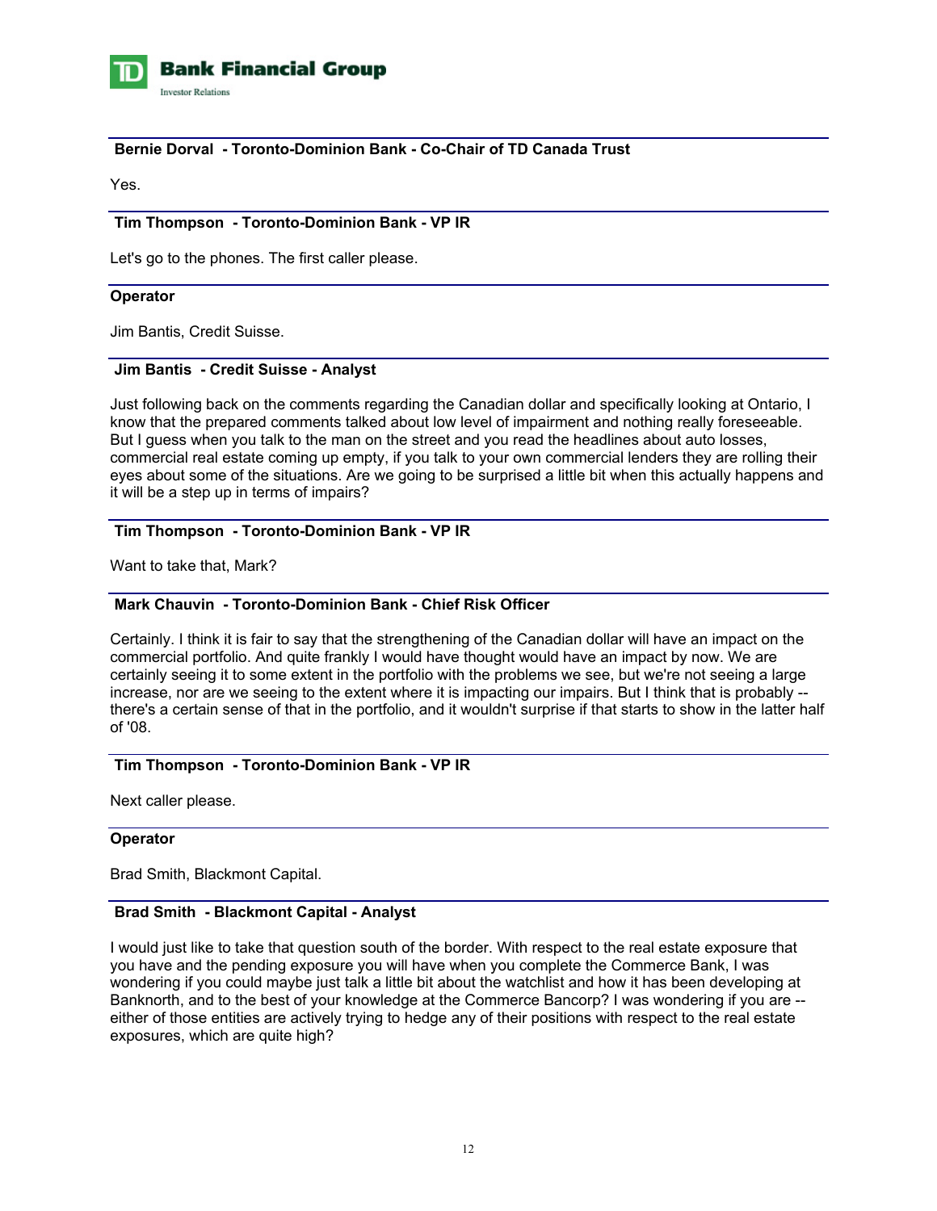**Bernie Dorval - Toronto-Dominion Bank - Co-Chair of TD Canada Trust**

Yes.

**Tim Thompson - Toronto-Dominion Bank - VP IR**

Let's go to the phones. The first caller please.

**Operator**

Jim Bantis, Credit Suisse.

**Jim Bantis - Credit Suisse - Analyst**

Just following back on the comments regarding the Canadian dollar and specifically looking at Ontario, I know that the prepared comments talked about low level of impairment and nothing really foreseeable. But I guess when you talk to the man on the street and you read the headlines about auto losses, commercial real estate coming up empty, if you talk to your own commercial lenders they are rolling their eyes about some of the situations. Are we going to be surprised a little bit when this actually happens and it will be a step up in terms of impairs?

**Tim Thompson - Toronto-Dominion Bank - VP IR**

Want to take that, Mark?

**Mark Chauvin - Toronto-Dominion Bank - Chief Risk Officer**

Certainly. I think it is fair to say that the strengthening of the Canadian dollar will have an impact on the commercial portfolio. And quite frankly I would have thought would have an impact by now. We are certainly seeing it to some extent in the portfolio with the problems we see, but we're not seeing a large increase, nor are we seeing to the extent where it is impacting our impairs. But I think that is probably -- there's a certain sense of that in the portfolio, and it wouldn't surprise if that starts to show in the latter half of '08.

**Tim Thompson - Toronto-Dominion Bank - VP IR**

Next caller please.

**Operator**

Brad Smith, Blackmont Capital.

**Brad Smith - Blackmont Capital - Analyst**

I would just like to take that question south of the border. With respect to the real estate exposure that you have and the pending exposure you will have when you complete the Commerce Bank, I was wondering if you could maybe just talk a little bit about the watchlist and how it has been developing at Banknorth, and to the best of your knowledge at the Commerce Bancorp? I was wondering if you are -- either of those entities are actively trying to hedge any of their positions with respect to the real estate exposures, which are quite high?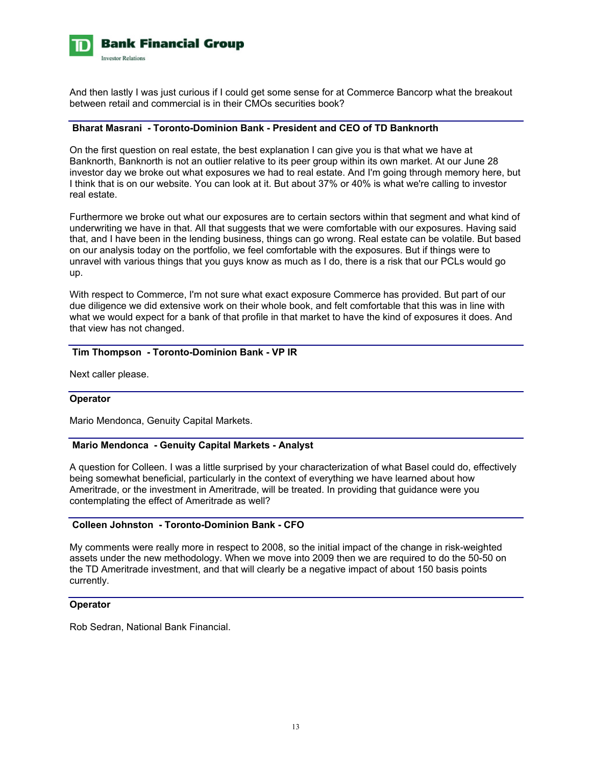And then lastly I was just curious if I could get some sense for at Commerce Bancorp what the breakout between retail and commercial is in their CMOs securities book?

**Bharat Masrani - Toronto-Dominion Bank - President and CEO of TD Banknorth**

On the first question on real estate, the best explanation I can give you is that what we have at Banknorth, Banknorth is not an outlier relative to its peer group within its own market. At our June 28 investor day we broke out what exposures we had to real estate. And I'm going through memory here, but I think that is on our website. You can look at it. But about 37% or 40% is what we're calling to investor real estate.

Furthermore we broke out what our exposures are to certain sectors within that segment and what kind of underwriting we have in that. All that suggests that we were comfortable with our exposures. Having said that, and I have been in the lending business, things can go wrong. Real estate can be volatile. But based on our analysis today on the portfolio, we feel comfortable with the exposures. But if things were to unravel with various things that you guys know as much as I do, there is a risk that our PCLs would go up.

With respect to Commerce, I'm not sure what exact exposure Commerce has provided. But part of our due diligence we did extensive work on their whole book, and felt comfortable that this was in line with what we would expect for a bank of that profile in that market to have the kind of exposures it does. And that view has not changed.

**Tim Thompson - Toronto-Dominion Bank - VP IR**

Next caller please.

**Operator**

Mario Mendonca, Genuity Capital Markets.

**Mario Mendonca - Genuity Capital Markets - Analyst**

A question for Colleen. I was a little surprised by your characterization of what Basel could do, effectively being somewhat beneficial, particularly in the context of everything we have learned about how Ameritrade, or the investment in Ameritrade, will be treated. In providing that guidance were you contemplating the effect of Ameritrade as well?

**Colleen Johnston - Toronto-Dominion Bank - CFO**

My comments were really more in respect to 2008, so the initial impact of the change in risk-weighted assets under the new methodology. When we move into 2009 then we are required to do the 50-50 on the TD Ameritrade investment, and that will clearly be a negative impact of about 150 basis points currently.

**Operator**

Rob Sedran, National Bank Financial.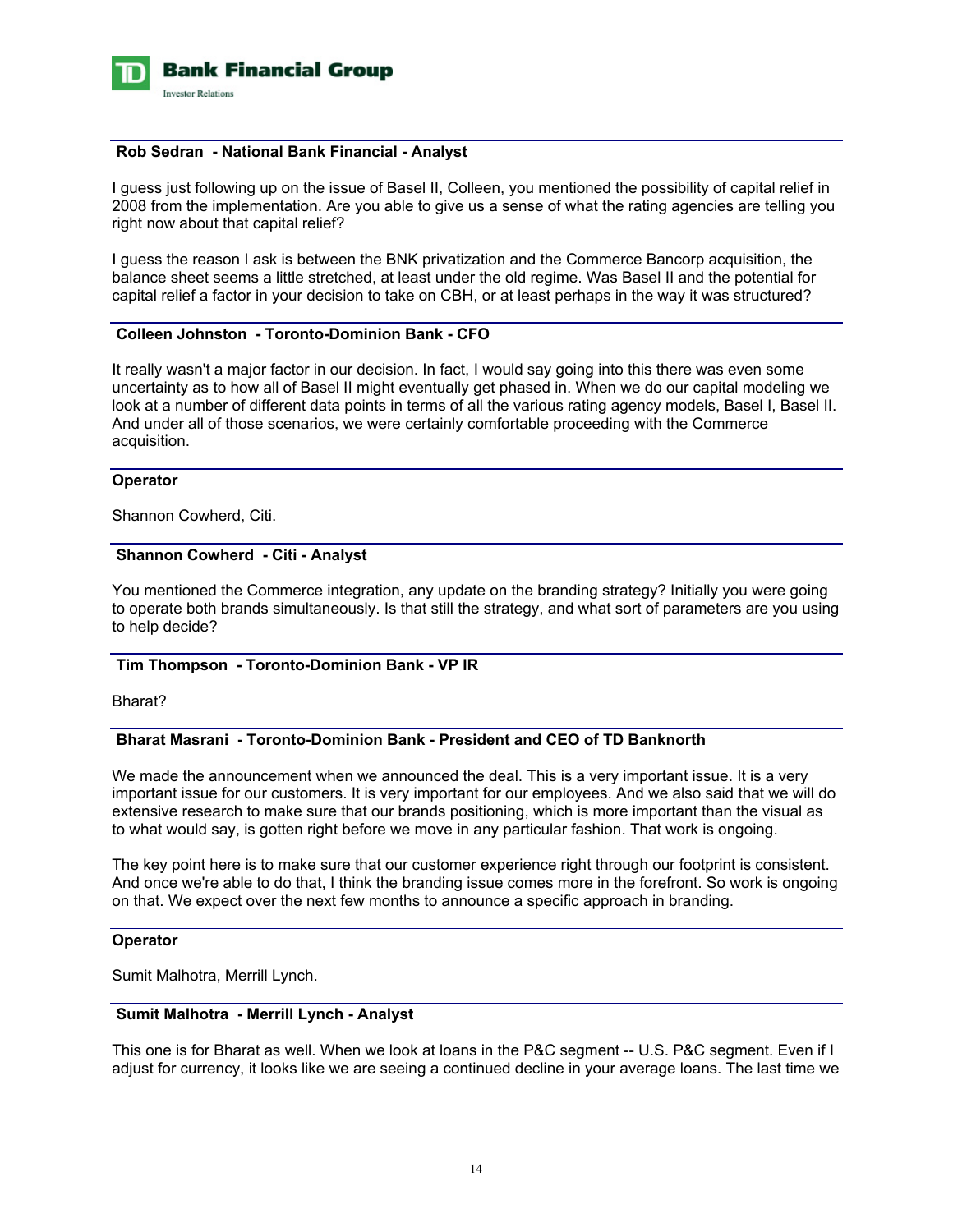**Rob Sedran - National Bank Financial - Analyst**

I guess just following up on the issue of Basel II, Colleen, you mentioned the possibility of capital relief in 2008 from the implementation. Are you able to give us a sense of what the rating agencies are telling you right now about that capital relief?

I guess the reason I ask is between the BNK privatization and the Commerce Bancorp acquisition, the balance sheet seems a little stretched, at least under the old regime. Was Basel II and the potential for capital relief a factor in your decision to take on CBH, or at least perhaps in the way it was structured?

**Colleen Johnston - Toronto-Dominion Bank - CFO**

It really wasn't a major factor in our decision. In fact, I would say going into this there was even some uncertainty as to how all of Basel II might eventually get phased in. When we do our capital modeling we look at a number of different data points in terms of all the various rating agency models, Basel I, Basel II. And under all of those scenarios, we were certainly comfortable proceeding with the Commerce acquisition.

**Operator**

Shannon Cowherd, Citi.

**Shannon Cowherd - Citi - Analyst**

You mentioned the Commerce integration, any update on the branding strategy? Initially you were going to operate both brands simultaneously. Is that still the strategy, and what sort of parameters are you using to help decide?

**Tim Thompson - Toronto-Dominion Bank - VP IR**

Bharat?

**Bharat Masrani - Toronto-Dominion Bank - President and CEO of TD Banknorth**

We made the announcement when we announced the deal. This is a very important issue. It is a very important issue for our customers. It is very important for our employees. And we also said that we will do extensive research to make sure that our brands positioning, which is more important than the visual as to what would say, is gotten right before we move in any particular fashion. That work is ongoing.

The key point here is to make sure that our customer experience right through our footprint is consistent. And once we're able to do that, I think the branding issue comes more in the forefront. So work is ongoing on that. We expect over the next few months to announce a specific approach in branding.

**Operator**

Sumit Malhotra, Merrill Lynch.

**Sumit Malhotra - Merrill Lynch - Analyst**

This one is for Bharat as well. When we look at loans in the P&C segment -- U.S. P&C segment. Even if I adjust for currency, it looks like we are seeing a continued decline in your average loans. The last time we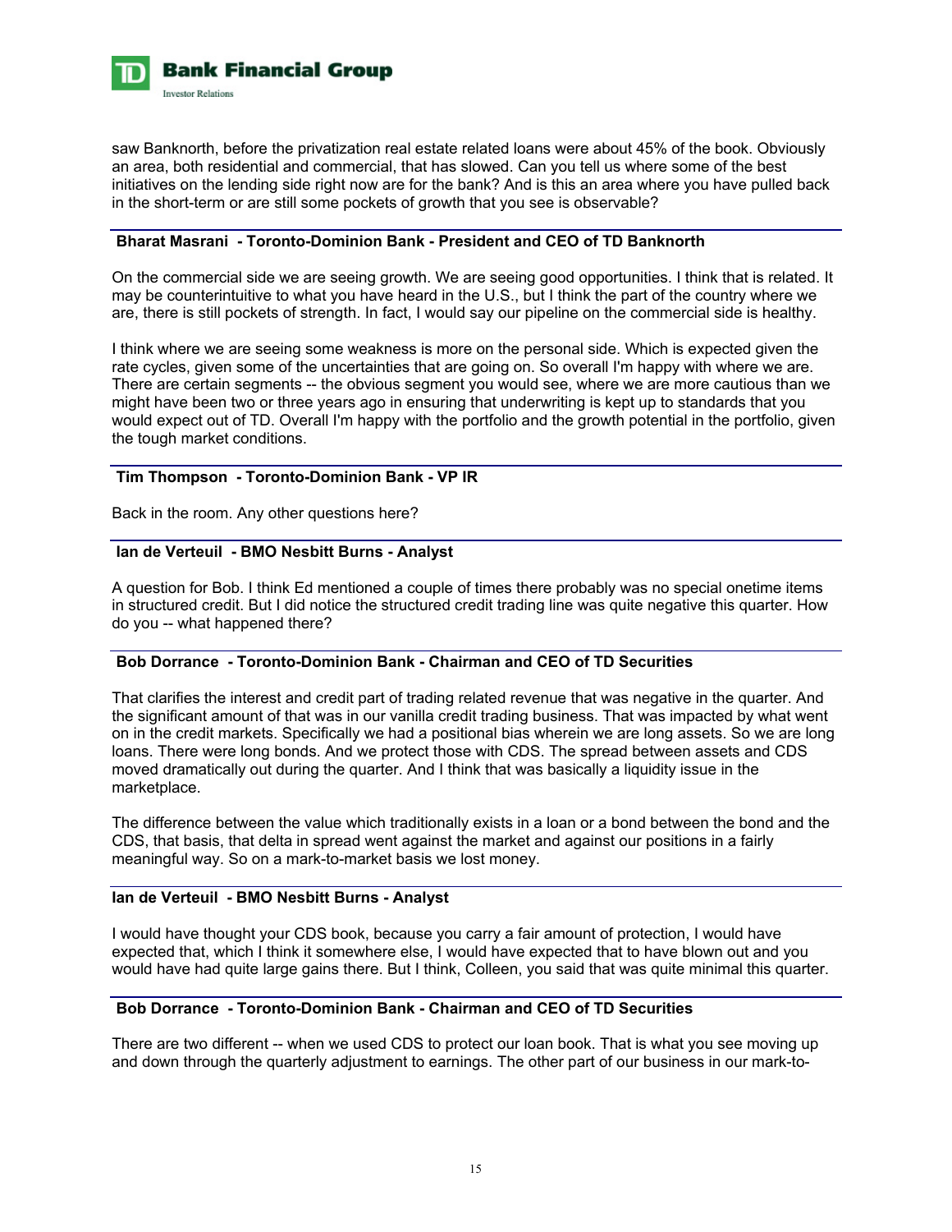saw Banknorth, before the privatization real estate related loans were about 45% of the book. Obviously an area, both residential and commercial, that has slowed. Can you tell us where some of the best initiatives on the lending side right now are for the bank? And is this an area where you have pulled back in the short-term or are still some pockets of growth that you see is observable?

**Bharat Masrani - Toronto-Dominion Bank - President and CEO of TD Banknorth**

On the commercial side we are seeing growth. We are seeing good opportunities. I think that is related. It may be counterintuitive to what you have heard in the U.S., but I think the part of the country where we are, there is still pockets of strength. In fact, I would say our pipeline on the commercial side is healthy.

I think where we are seeing some weakness is more on the personal side. Which is expected given the rate cycles, given some of the uncertainties that are going on. So overall I'm happy with where we are. There are certain segments -- the obvious segment you would see, where we are more cautious than we might have been two or three years ago in ensuring that underwriting is kept up to standards that you would expect out of TD. Overall I'm happy with the portfolio and the growth potential in the portfolio, given the tough market conditions.

**Tim Thompson - Toronto-Dominion Bank - VP IR**

Back in the room. Any other questions here?

**Ian de Verteuil - BMO Nesbitt Burns - Analyst**

A question for Bob. I think Ed mentioned a couple of times there probably was no special onetime items in structured credit. But I did notice the structured credit trading line was quite negative this quarter. How do you -- what happened there?

**Bob Dorrance - Toronto-Dominion Bank - Chairman and CEO of TD Securities**

That clarifies the interest and credit part of trading related revenue that was negative in the quarter. And the significant amount of that was in our vanilla credit trading business. That was impacted by what went on in the credit markets. Specifically we had a positional bias wherein we are long assets. So we are long loans. There were long bonds. And we protect those with CDS. The spread between assets and CDS moved dramatically out during the quarter. And I think that was basically a liquidity issue in the marketplace.

The difference between the value which traditionally exists in a loan or a bond between the bond and the CDS, that basis, that delta in spread went against the market and against our positions in a fairly meaningful way. So on a mark-to-market basis we lost money.

**Ian de Verteuil - BMO Nesbitt Burns - Analyst**

I would have thought your CDS book, because you carry a fair amount of protection, I would have expected that, which I think it somewhere else, I would have expected that to have blown out and you would have had quite large gains there. But I think, Colleen, you said that was quite minimal this quarter.

**Bob Dorrance - Toronto-Dominion Bank - Chairman and CEO of TD Securities**

There are two different -- when we used CDS to protect our loan book. That is what you see moving up and down through the quarterly adjustment to earnings. The other part of our business in our mark-to-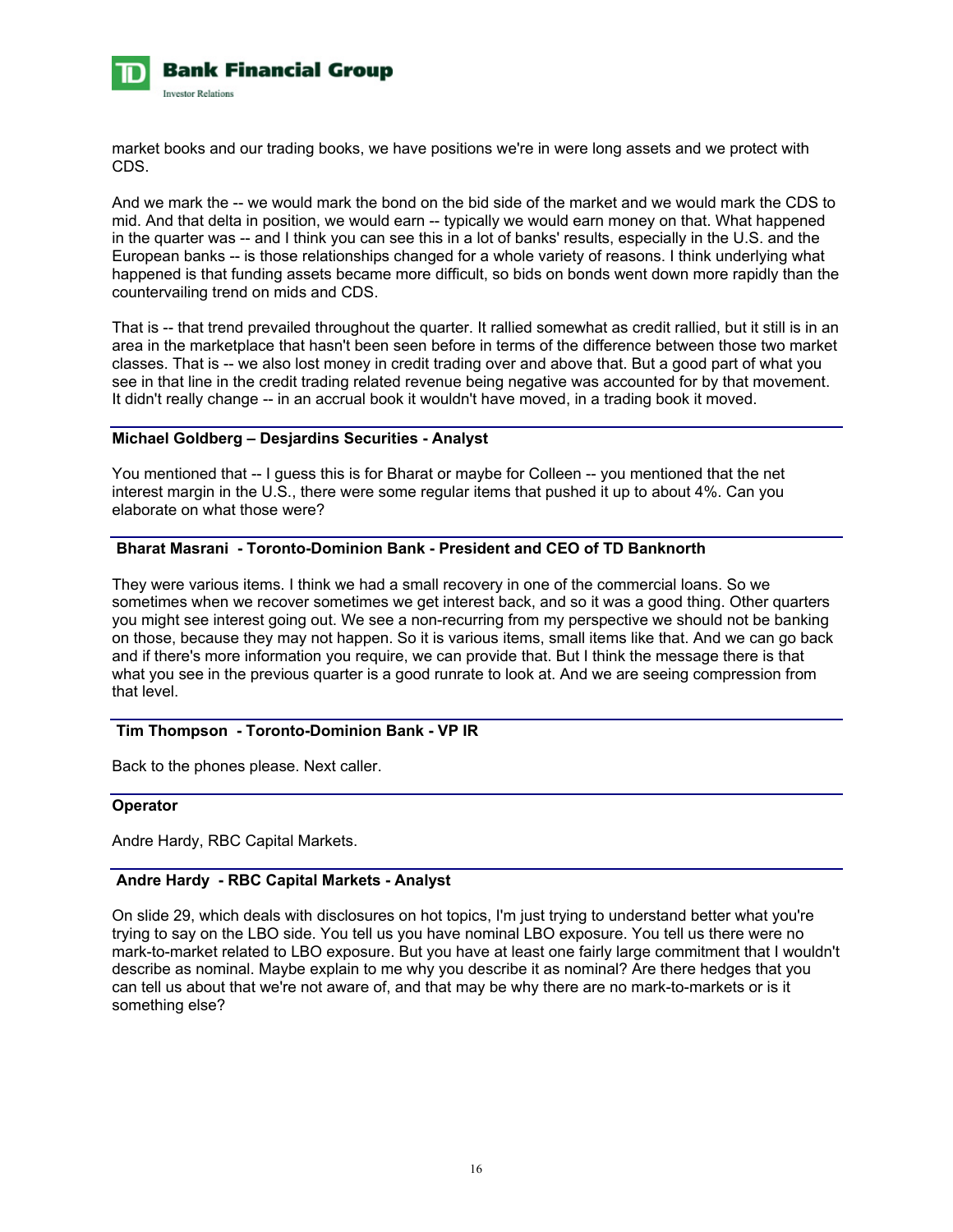market books and our trading books, we have positions we're in were long assets and we protect with CDS.

And we mark the -- we would mark the bond on the bid side of the market and we would mark the CDS to mid. And that delta in position, we would earn -- typically we would earn money on that. What happened in the quarter was -- and I think you can see this in a lot of banks' results, especially in the U.S. and the European banks -- is those relationships changed for a whole variety of reasons. I think underlying what happened is that funding assets became more difficult, so bids on bonds went down more rapidly than the countervailing trend on mids and CDS.

That is -- that trend prevailed throughout the quarter. It rallied somewhat as credit rallied, but it still is in an area in the marketplace that hasn't been seen before in terms of the difference between those two market classes. That is -- we also lost money in credit trading over and above that. But a good part of what you see in that line in the credit trading related revenue being negative was accounted for by that movement. It didn't really change -- in an accrual book it wouldn't have moved, in a trading book it moved.

**Michael Goldberg – Desjardins Securities - Analyst**

You mentioned that -- I guess this is for Bharat or maybe for Colleen -- you mentioned that the net interest margin in the U.S., there were some regular items that pushed it up to about 4%. Can you elaborate on what those were?

**Bharat Masrani - Toronto-Dominion Bank - President and CEO of TD Banknorth**

They were various items. I think we had a small recovery in one of the commercial loans. So we sometimes when we recover sometimes we get interest back, and so it was a good thing. Other quarters you might see interest going out. We see a non-recurring from my perspective we should not be banking on those, because they may not happen. So it is various items, small items like that. And we can go back and if there's more information you require, we can provide that. But I think the message there is that what you see in the previous quarter is a good runrate to look at. And we are seeing compression from that level.

**Tim Thompson - Toronto-Dominion Bank - VP IR**

Back to the phones please. Next caller.

**Operator**

Andre Hardy, RBC Capital Markets.

**Andre Hardy - RBC Capital Markets - Analyst**

On slide 29, which deals with disclosures on hot topics, I'm just trying to understand better what you're trying to say on the LBO side. You tell us you have nominal LBO exposure. You tell us there were no mark-to-market related to LBO exposure. But you have at least one fairly large commitment that I wouldn't describe as nominal. Maybe explain to me why you describe it as nominal? Are there hedges that you can tell us about that we're not aware of, and that may be why there are no mark-to-markets or is it something else?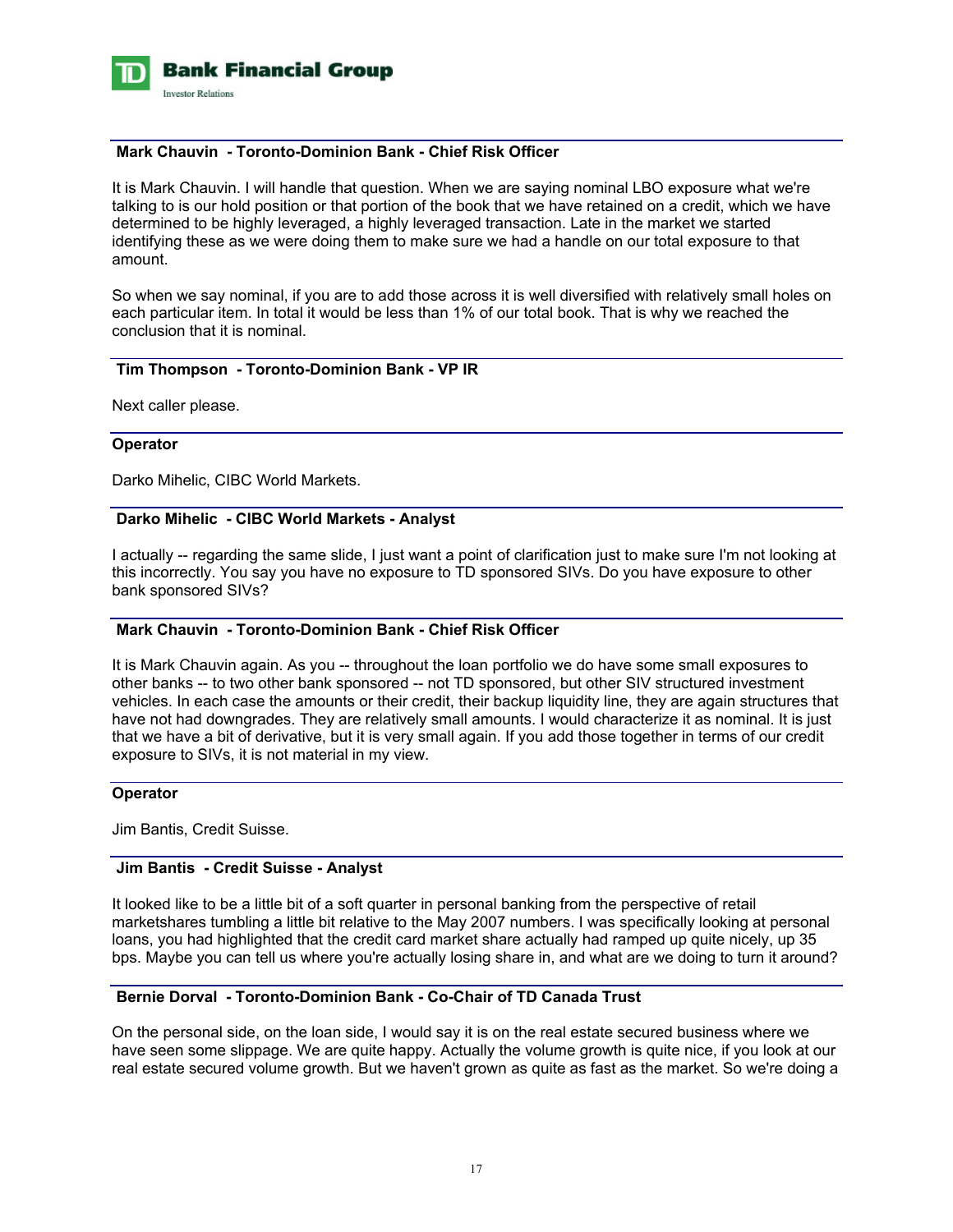**Mark Chauvin - Toronto-Dominion Bank - Chief Risk Officer**

It is Mark Chauvin. I will handle that question. When we are saying nominal LBO exposure what we're talking to is our hold position or that portion of the book that we have retained on a credit, which we have determined to be highly leveraged, a highly leveraged transaction. Late in the market we started identifying these as we were doing them to make sure we had a handle on our total exposure to that amount.

So when we say nominal, if you are to add those across it is well diversified with relatively small holes on each particular item. In total it would be less than 1% of our total book. That is why we reached the conclusion that it is nominal.

**Tim Thompson - Toronto-Dominion Bank - VP IR**

Next caller please.

**Operator**

Darko Mihelic, CIBC World Markets.

**Darko Mihelic - CIBC World Markets - Analyst**

I actually -- regarding the same slide, I just want a point of clarification just to make sure I'm not looking at this incorrectly. You say you have no exposure to TD sponsored SIVs. Do you have exposure to other bank sponsored SIVs?

**Mark Chauvin - Toronto-Dominion Bank - Chief Risk Officer**

It is Mark Chauvin again. As you -- throughout the loan portfolio we do have some small exposures to other banks -- to two other bank sponsored -- not TD sponsored, but other SIV structured investment vehicles. In each case the amounts or their credit, their backup liquidity line, they are again structures that have not had downgrades. They are relatively small amounts. I would characterize it as nominal. It is just that we have a bit of derivative, but it is very small again. If you add those together in terms of our credit exposure to SIVs, it is not material in my view.

**Operator**

Jim Bantis, Credit Suisse.

**Jim Bantis - Credit Suisse - Analyst**

It looked like to be a little bit of a soft quarter in personal banking from the perspective of retail marketshares tumbling a little bit relative to the May 2007 numbers. I was specifically looking at personal loans, you had highlighted that the credit card market share actually had ramped up quite nicely, up 35 bps. Maybe you can tell us where you're actually losing share in, and what are we doing to turn it around?

**Bernie Dorval - Toronto-Dominion Bank - Co-Chair of TD Canada Trust**

On the personal side, on the loan side, I would say it is on the real estate secured business where we have seen some slippage. We are quite happy. Actually the volume growth is quite nice, if you look at our real estate secured volume growth. But we haven't grown as quite as fast as the market. So we're doing a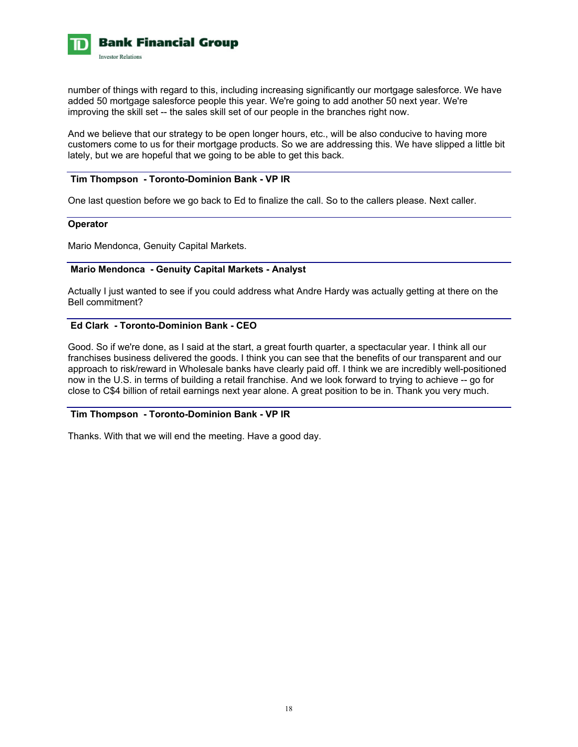number of things with regard to this, including increasing significantly our mortgage salesforce. We have added 50 mortgage salesforce people this year. We're going to add another 50 next year. We're improving the skill set -- the sales skill set of our people in the branches right now.

And we believe that our strategy to be open longer hours, etc., will be also conducive to having more customers come to us for their mortgage products. So we are addressing this. We have slipped a little bit lately, but we are hopeful that we going to be able to get this back.

**Tim Thompson - Toronto-Dominion Bank - VP IR**

One last question before we go back to Ed to finalize the call. So to the callers please. Next caller.

**Operator**

Mario Mendonca, Genuity Capital Markets.

**Mario Mendonca - Genuity Capital Markets - Analyst**

Actually I just wanted to see if you could address what Andre Hardy was actually getting at there on the Bell commitment?

**Ed Clark - Toronto-Dominion Bank - CEO**

Good. So if we're done, as I said at the start, a great fourth quarter, a spectacular year. I think all our franchises business delivered the goods. I think you can see that the benefits of our transparent and our approach to risk/reward in Wholesale banks have clearly paid off. I think we are incredibly well-positioned now in the U.S. in terms of building a retail franchise. And we look forward to trying to achieve -- go for close to C$4 billion of retail earnings next year alone. A great position to be in. Thank you very much.

**Tim Thompson - Toronto-Dominion Bank - VP IR**

Thanks. With that we will end the meeting. Have a good day.